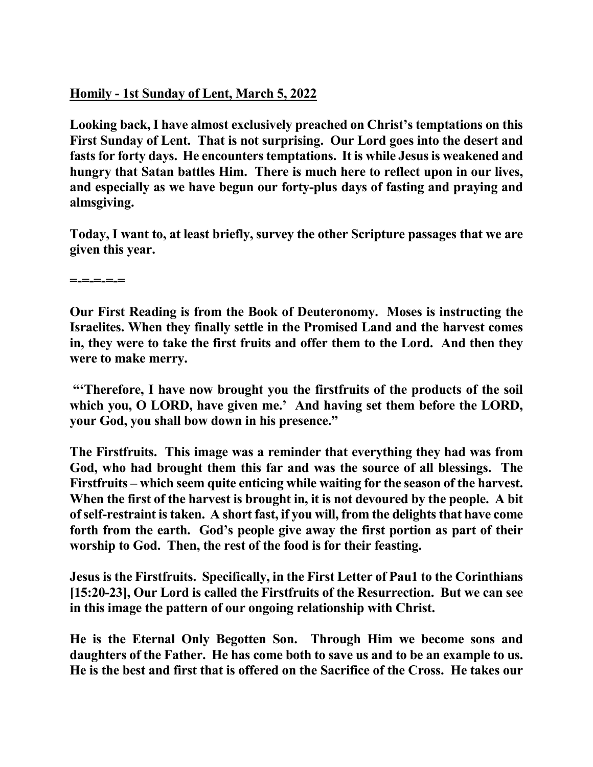**Homily - 1st Sunday of Lent, March 5, 2022**

**Looking back, I have almost exclusively preached on Christ's temptations on this First Sunday of Lent. That is not surprising. Our Lord goes into the desert and fasts for forty days. He encounters temptations. It is while Jesus is weakened and hungry that Satan battles Him. There is much here to reflect upon in our lives, and especially as we have begun our forty-plus days of fasting and praying and almsgiving.**

**Today, I want to, at least briefly, survey the other Scripture passages that we are given this year.**

**=-=-=-=-=**

**Our First Reading is from the Book of Deuteronomy. Moses is instructing the Israelites. When they finally settle in the Promised Land and the harvest comes in, they were to take the first fruits and offer them to the Lord. And then they were to make merry.**

**"'Therefore, I have now brought you the firstfruits of the products of the soil which you, O LORD, have given me.' And having set them before the LORD, your God, you shall bow down in his presence."**

**The Firstfruits. This image was a reminder that everything they had was from God, who had brought them this far and was the source of all blessings. The Firstfruits – which seem quite enticing while waiting for the season of the harvest. When the first of the harvest is brought in, it is not devoured by the people. A bit of self-restraint is taken. A short fast, if you will, from the delights that have come forth from the earth. God's people give away the first portion as part of their worship to God. Then, the rest of the food is for their feasting.**

**Jesus is the Firstfruits. Specifically, in the First Letter of Pau1 to the Corinthians [15:20-23], Our Lord is called the Firstfruits of the Resurrection. But we can see in this image the pattern of our ongoing relationship with Christ.**

**He is the Eternal Only Begotten Son. Through Him we become sons and daughters of the Father. He has come both to save us and to be an example to us. He is the best and first that is offered on the Sacrifice of the Cross. He takes our**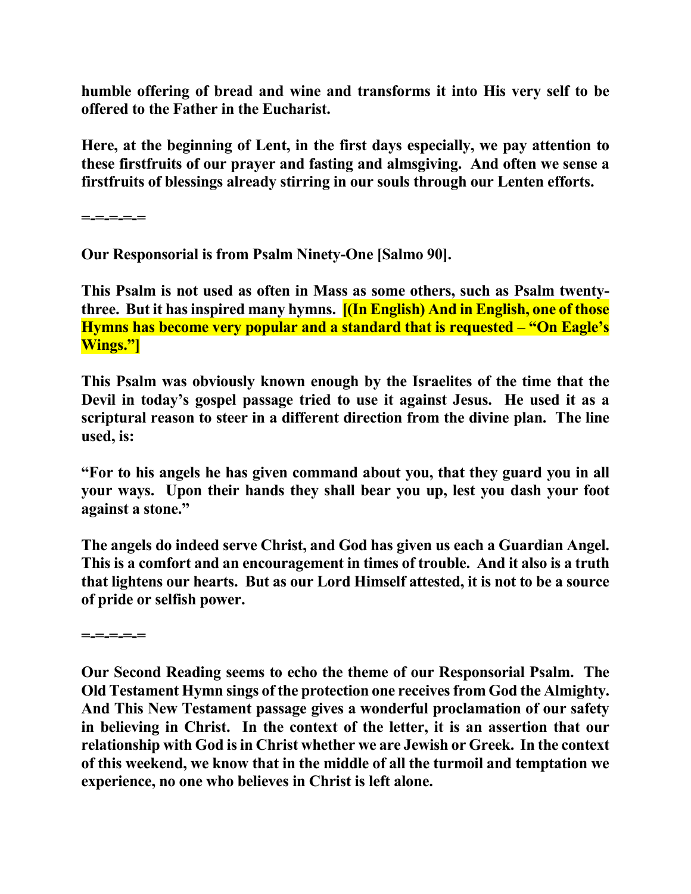**humble offering of bread and wine and transforms it into His very self to be offered to the Father in the Eucharist.**

**Here, at the beginning of Lent, in the first days especially, we pay attention to these firstfruits of our prayer and fasting and almsgiving. And often we sense a firstfruits of blessings already stirring in our souls through our Lenten efforts.**

**=-=-=-=-=**

**Our Responsorial is from Psalm Ninety-One [Salmo 90].**

**This Psalm is not used as often in Mass as some others, such as Psalm twenty-three. But it has inspired many hymns. [(In English) And in English, one of those Hymns has become very popular and a standard that is requested – "On Eagle's Wings."]**

**This Psalm was obviously known enough by the Israelites of the time that the Devil in today's gospel passage tried to use it against Jesus. He used it as a scriptural reason to steer in a different direction from the divine plan. The line used, is:**

**"For to his angels he has given command about you, that they guard you in all your ways. Upon their hands they shall bear you up, lest you dash your foot against a stone."**

**The angels do indeed serve Christ, and God has given us each a Guardian Angel. This is a comfort and an encouragement in times of trouble. And it also is a truth that lightens our hearts. But as our Lord Himself attested, it is not to be a source of pride or selfish power.**

**=-=-=-=-=**

**Our Second Reading seems to echo the theme of our Responsorial Psalm. The Old Testament Hymn sings of the protection one receives from God the Almighty. And This New Testament passage gives a wonderful proclamation of our safety in believing in Christ. In the context of the letter, it is an assertion that our relationship with God is in Christ whether we are Jewish or Greek. In the context of this weekend, we know that in the middle of all the turmoil and temptation we experience, no one who believes in Christ is left alone.**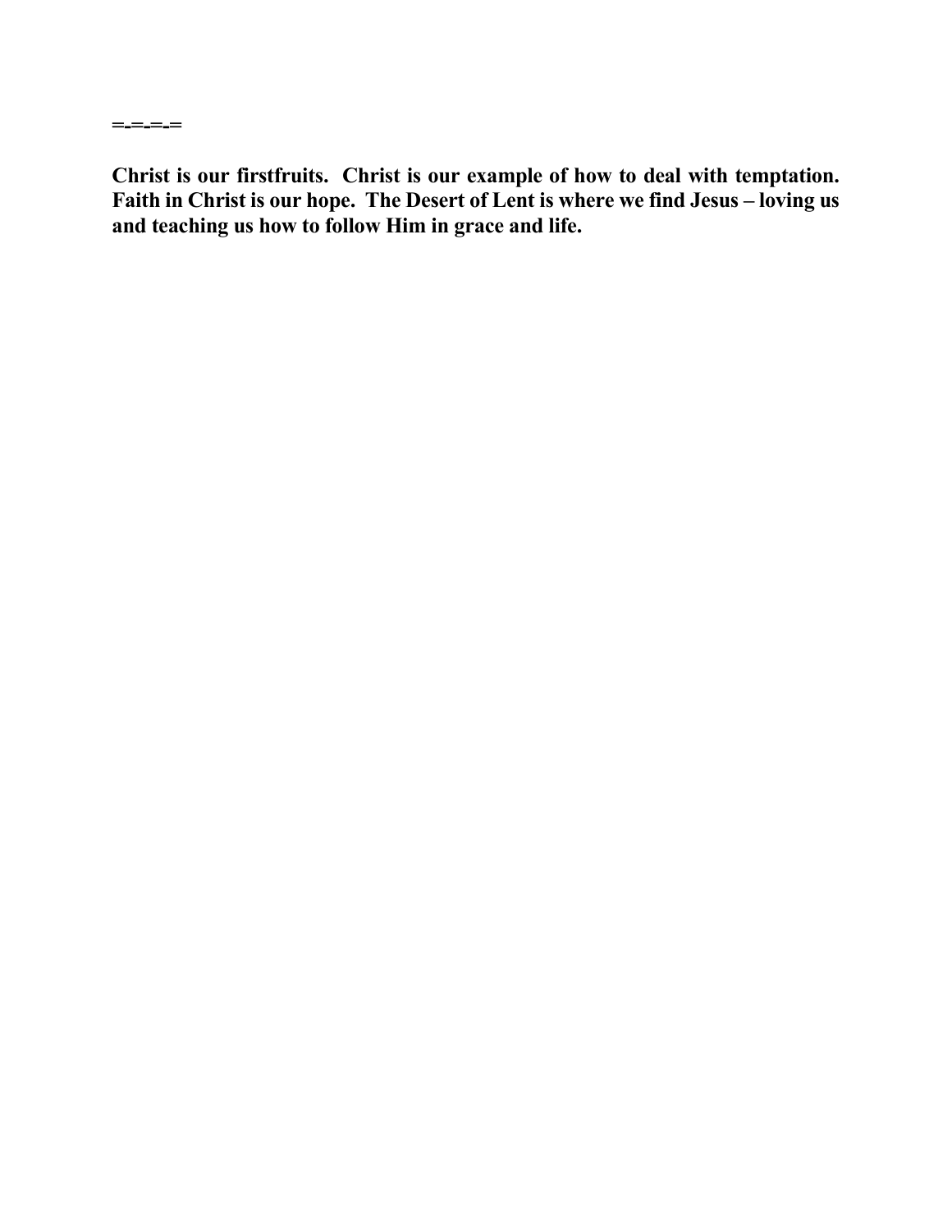=-=-=-=

**Christ is our firstfruits. Christ is our example of how to deal with temptation. Faith in Christ is our hope. The Desert of Lent is where we find Jesus – loving us and teaching us how to follow Him in grace and life.**